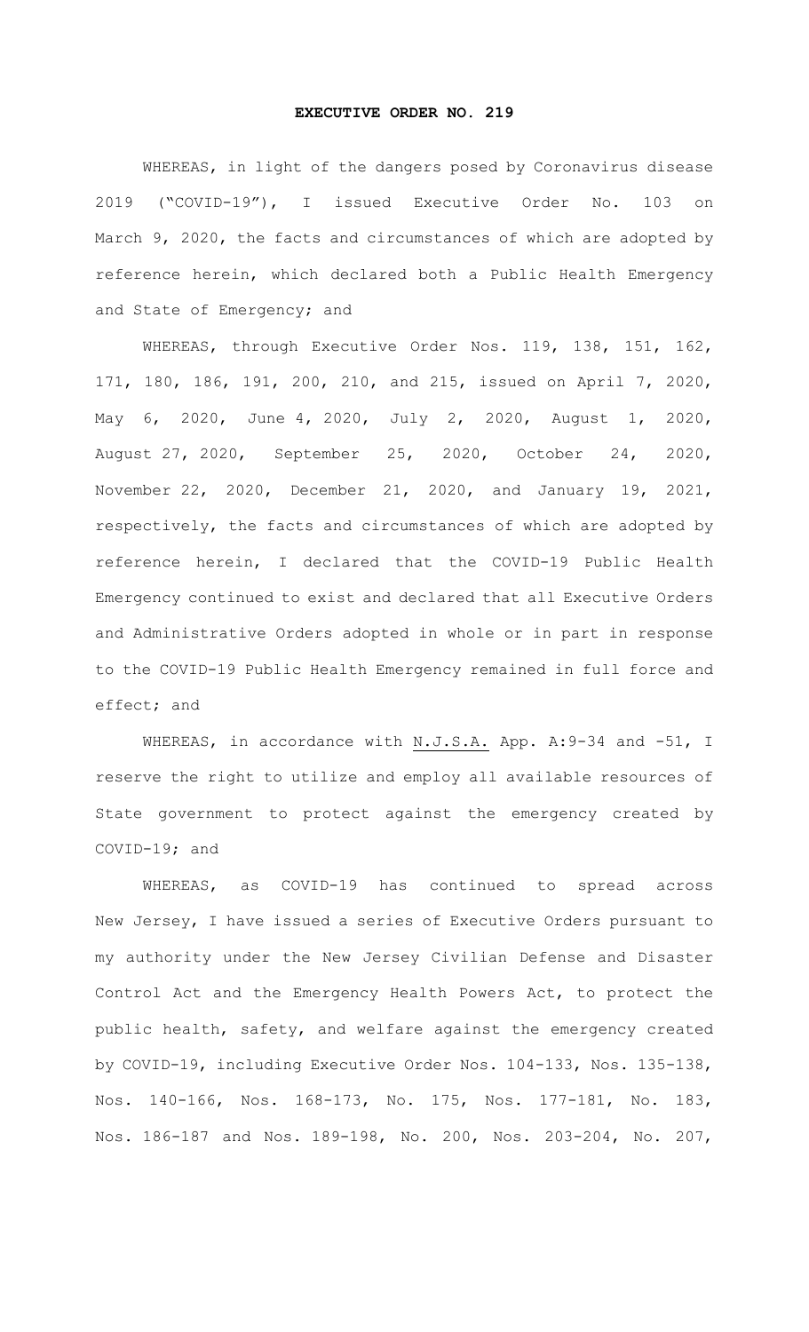# EXECUTIVE ORDER NO. 219

WHEREAS, in light of the dangers posed by Coronavirus disease 2019 ("COVID-19"), I issued Executive Order No. 103 on March 9, 2020, the facts and circumstances of which are adopted by reference herein, which declared both a Public Health Emergency and State of Emergency; and

WHEREAS, through Executive Order Nos. 119, 138, 151, 162, 171, 180, 186, 191, 200, 210, and 215, issued on April 7, 2020, May 6, 2020, June 4, 2020, July 2, 2020, August 1, 2020, August 27, 2020, September 25, 2020, October 24, 2020, November 22, 2020, December 21, 2020, and January 19, 2021, respectively, the facts and circumstances of which are adopted by reference herein, I declared that the COVID-19 Public Health Emergency continued to exist and declared that all Executive Orders and Administrative Orders adopted in whole or in part in response to the COVID-19 Public Health Emergency remained in full force and effect; and

WHEREAS, in accordance with N.J.S.A. App. A:9-34 and -51, I reserve the right to utilize and employ all available resources of State government to protect against the emergency created by COVID-19; and

WHEREAS, as COVID-19 has continued to spread across New Jersey, I have issued a series of Executive Orders pursuant to my authority under the New Jersey Civilian Defense and Disaster Control Act and the Emergency Health Powers Act, to protect the public health, safety, and welfare against the emergency created by COVID-19, including Executive Order Nos. 104-133, Nos. 135-138, Nos. 140-166, Nos. 168-173, No. 175, Nos. 177-181, No. 183, Nos. 186-187 and Nos. 189-198, No. 200, Nos. 203-204, No. 207,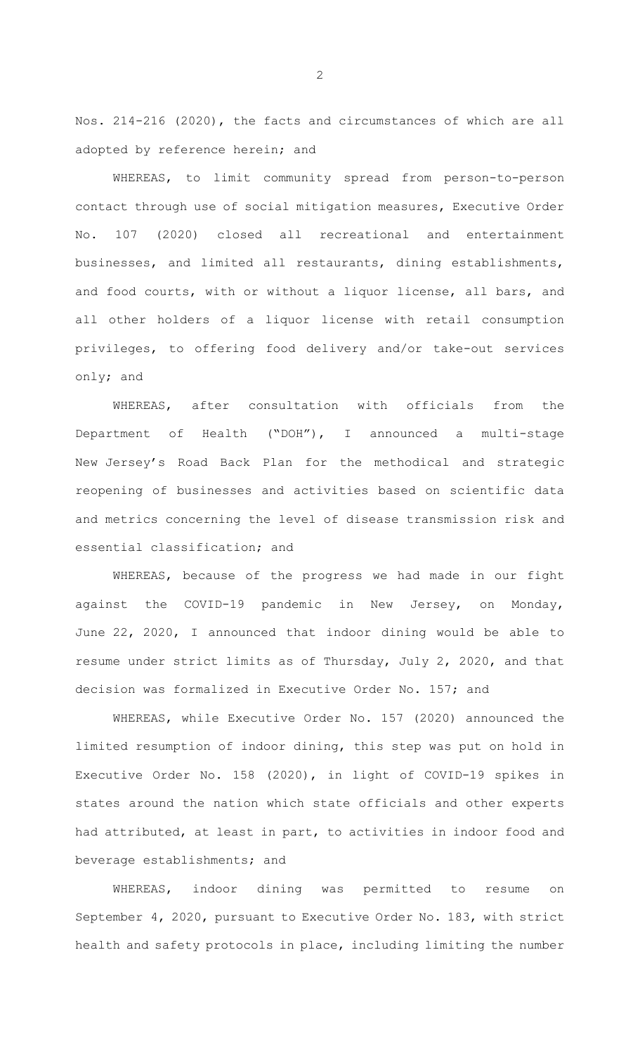Nos. 214-216 (2020), the facts and circumstances of which are all adopted by reference herein; and

WHEREAS, to limit community spread from person-to-person contact through use of social mitigation measures, Executive Order No. 107 (2020) closed all recreational and entertainment businesses, and limited all restaurants, dining establishments, and food courts, with or without a liquor license, all bars, and all other holders of a liquor license with retail consumption privileges, to offering food delivery and/or take-out services only; and

WHEREAS, after consultation with officials from the Department of Health ("DOH"), I announced a multi-stage New Jersey's Road Back Plan for the methodical and strategic reopening of businesses and activities based on scientific data and metrics concerning the level of disease transmission risk and essential classification; and

WHEREAS, because of the progress we had made in our fight against the COVID-19 pandemic in New Jersey, on Monday, June 22, 2020, I announced that indoor dining would be able to resume under strict limits as of Thursday, July 2, 2020, and that decision was formalized in Executive Order No. 157; and

WHEREAS, while Executive Order No. 157 (2020) announced the limited resumption of indoor dining, this step was put on hold in Executive Order No. 158 (2020), in light of COVID-19 spikes in states around the nation which state officials and other experts had attributed, at least in part, to activities in indoor food and beverage establishments; and

WHEREAS, indoor dining was permitted to resume on September 4, 2020, pursuant to Executive Order No. 183, with strict health and safety protocols in place, including limiting the number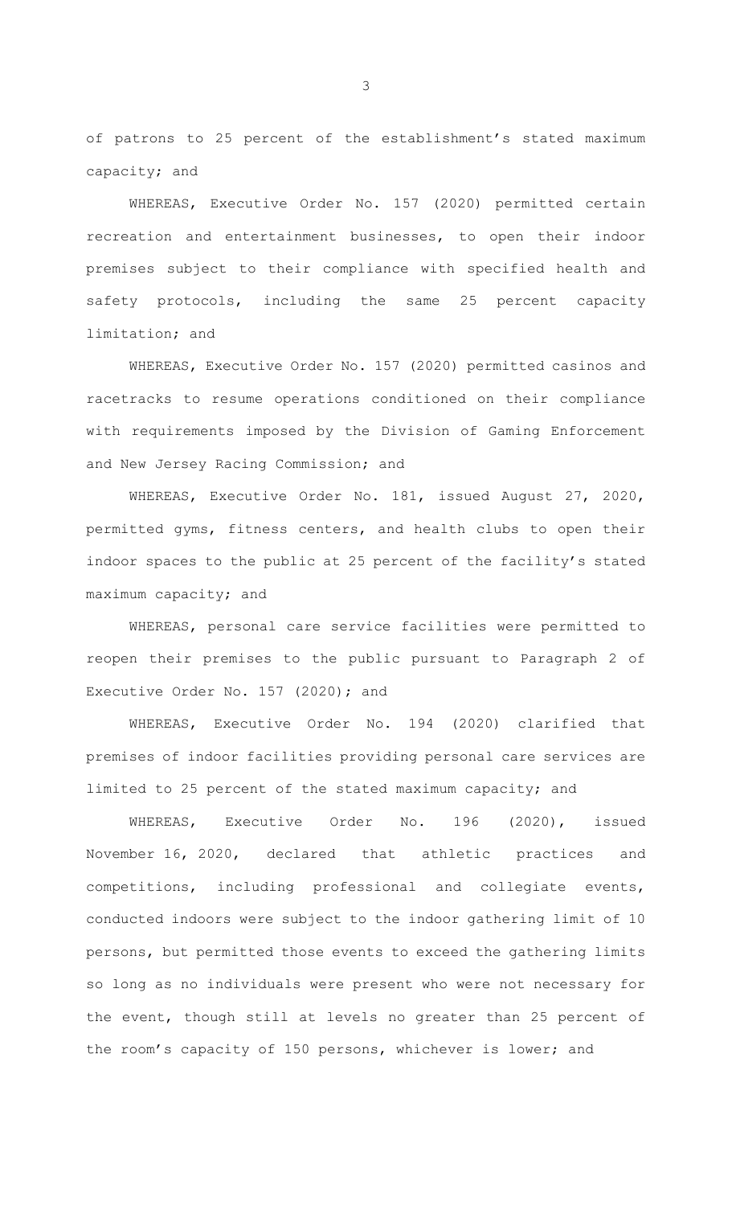of patrons to 25 percent of the establishment's stated maximum capacity; and

WHEREAS, Executive Order No. 157 (2020) permitted certain recreation and entertainment businesses, to open their indoor premises subject to their compliance with specified health and safety protocols, including the same 25 percent capacity limitation; and

WHEREAS, Executive Order No. 157 (2020) permitted casinos and racetracks to resume operations conditioned on their compliance with requirements imposed by the Division of Gaming Enforcement and New Jersey Racing Commission; and

WHEREAS, Executive Order No. 181, issued August 27, 2020, permitted gyms, fitness centers, and health clubs to open their indoor spaces to the public at 25 percent of the facility's stated maximum capacity; and

WHEREAS, personal care service facilities were permitted to reopen their premises to the public pursuant to Paragraph 2 of Executive Order No. 157 (2020); and

WHEREAS, Executive Order No. 194 (2020) clarified that premises of indoor facilities providing personal care services are limited to 25 percent of the stated maximum capacity; and

WHEREAS, Executive Order No. 196 (2020), issued November 16, 2020, declared that athletic practices and competitions, including professional and collegiate events, conducted indoors were subject to the indoor gathering limit of 10 persons, but permitted those events to exceed the gathering limits so long as no individuals were present who were not necessary for the event, though still at levels no greater than 25 percent of the room's capacity of 150 persons, whichever is lower; and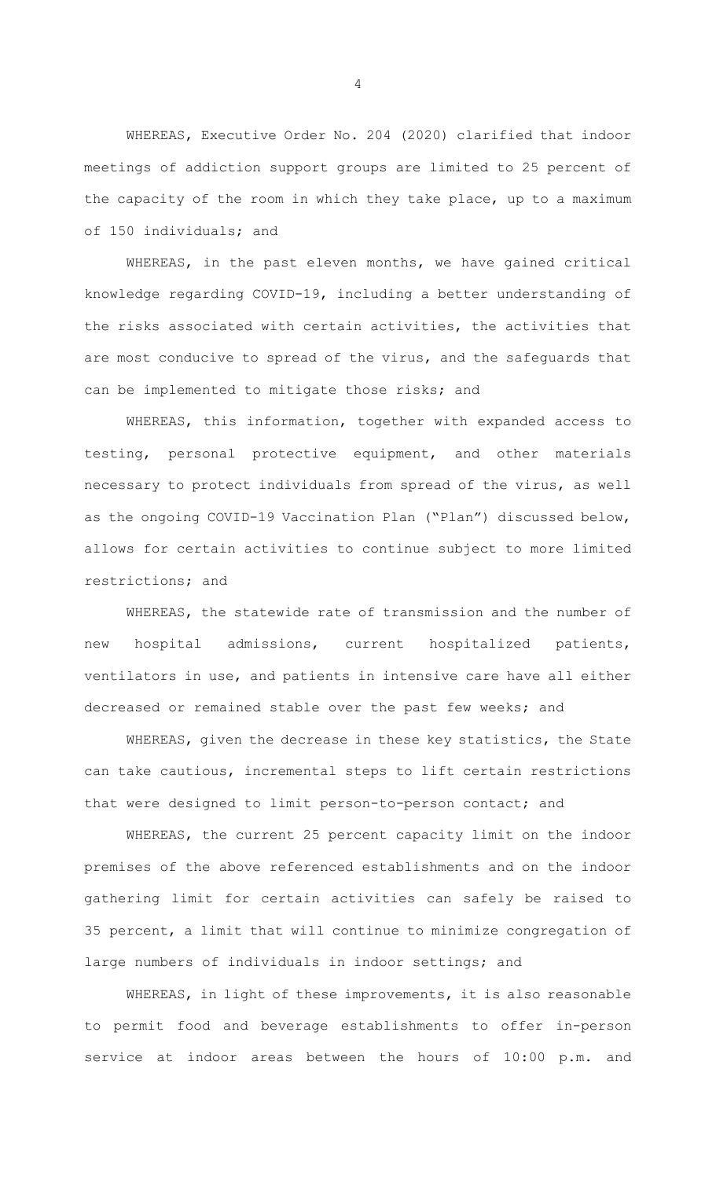WHEREAS, Executive Order No. 204 (2020) clarified that indoor meetings of addiction support groups are limited to 25 percent of the capacity of the room in which they take place, up to a maximum of 150 individuals; and

WHEREAS, in the past eleven months, we have gained critical knowledge regarding COVID-19, including a better understanding of the risks associated with certain activities, the activities that are most conducive to spread of the virus, and the safeguards that can be implemented to mitigate those risks; and

WHEREAS, this information, together with expanded access to testing, personal protective equipment, and other materials necessary to protect individuals from spread of the virus, as well as the ongoing COVID-19 Vaccination Plan ("Plan") discussed below, allows for certain activities to continue subject to more limited restrictions; and

WHEREAS, the statewide rate of transmission and the number of new hospital admissions, current hospitalized patients, ventilators in use, and patients in intensive care have all either decreased or remained stable over the past few weeks; and

WHEREAS, given the decrease in these key statistics, the State can take cautious, incremental steps to lift certain restrictions that were designed to limit person-to-person contact; and

WHEREAS, the current 25 percent capacity limit on the indoor premises of the above referenced establishments and on the indoor gathering limit for certain activities can safely be raised to 35 percent, a limit that will continue to minimize congregation of large numbers of individuals in indoor settings; and

WHEREAS, in light of these improvements, it is also reasonable to permit food and beverage establishments to offer in-person service at indoor areas between the hours of 10:00 p.m. and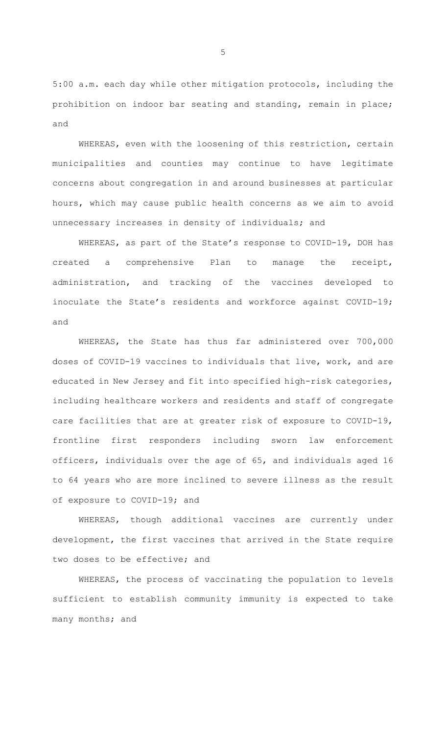5:00 a.m. each day while other mitigation protocols, including the prohibition on indoor bar seating and standing, remain in place; and

WHEREAS, even with the loosening of this restriction, certain municipalities and counties may continue to have legitimate concerns about congregation in and around businesses at particular hours, which may cause public health concerns as we aim to avoid unnecessary increases in density of individuals; and

WHEREAS, as part of the State's response to COVID-19, DOH has created a comprehensive Plan to manage the receipt, administration, and tracking of the vaccines developed to inoculate the State's residents and workforce against COVID-19; and

WHEREAS, the State has thus far administered over 700,000 doses of COVID-19 vaccines to individuals that live, work, and are educated in New Jersey and fit into specified high-risk categories, including healthcare workers and residents and staff of congregate care facilities that are at greater risk of exposure to COVID-19, frontline first responders including sworn law enforcement officers, individuals over the age of 65, and individuals aged 16 to 64 years who are more inclined to severe illness as the result of exposure to COVID-19; and

WHEREAS, though additional vaccines are currently under development, the first vaccines that arrived in the State require two doses to be effective; and

WHEREAS, the process of vaccinating the population to levels sufficient to establish community immunity is expected to take many months; and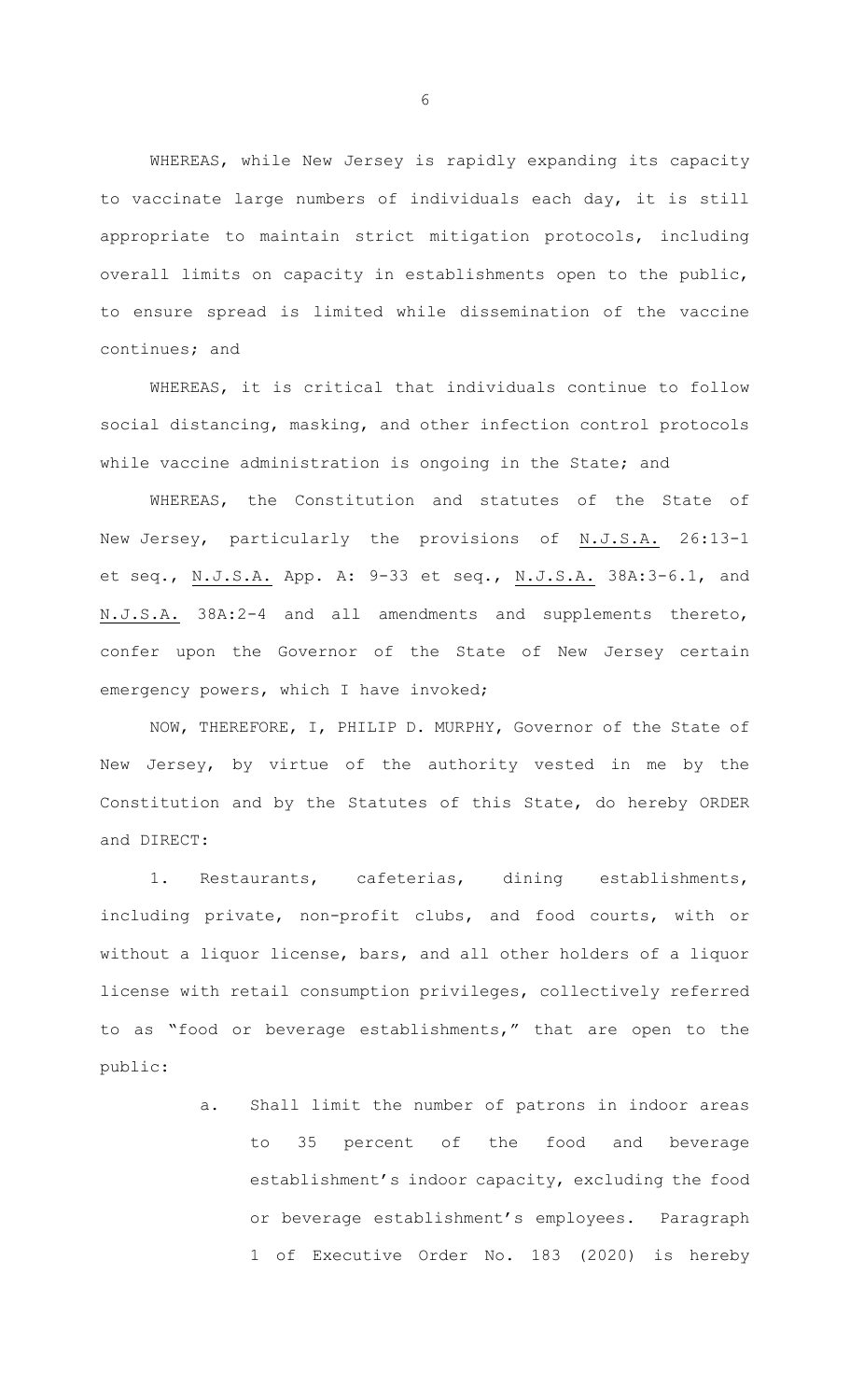WHEREAS, while New Jersey is rapidly expanding its capacity to vaccinate large numbers of individuals each day, it is still appropriate to maintain strict mitigation protocols, including overall limits on capacity in establishments open to the public, to ensure spread is limited while dissemination of the vaccine continues; and

WHEREAS, it is critical that individuals continue to follow social distancing, masking, and other infection control protocols while vaccine administration is ongoing in the State; and

WHEREAS, the Constitution and statutes of the State of New Jersey, particularly the provisions of N.J.S.A. 26:13-1 et seq., N.J.S.A. App. A: 9-33 et seq., N.J.S.A. 38A:3-6.1, and N.J.S.A. 38A:2-4 and all amendments and supplements thereto, confer upon the Governor of the State of New Jersey certain emergency powers, which I have invoked;

NOW, THEREFORE, I, PHILIP D. MURPHY, Governor of the State of New Jersey, by virtue of the authority vested in me by the Constitution and by the Statutes of this State, do hereby ORDER and DIRECT:

1. Restaurants, cafeterias, dining establishments, including private, non-profit clubs, and food courts, with or without a liquor license, bars, and all other holders of a liquor license with retail consumption privileges, collectively referred to as "food or beverage establishments," that are open to the public:

   a. Shall limit the number of patrons in indoor areas to 35 percent of the food and beverage establishment's indoor capacity, excluding the food or beverage establishment's employees. Paragraph 1 of Executive Order No. 183 (2020) is hereby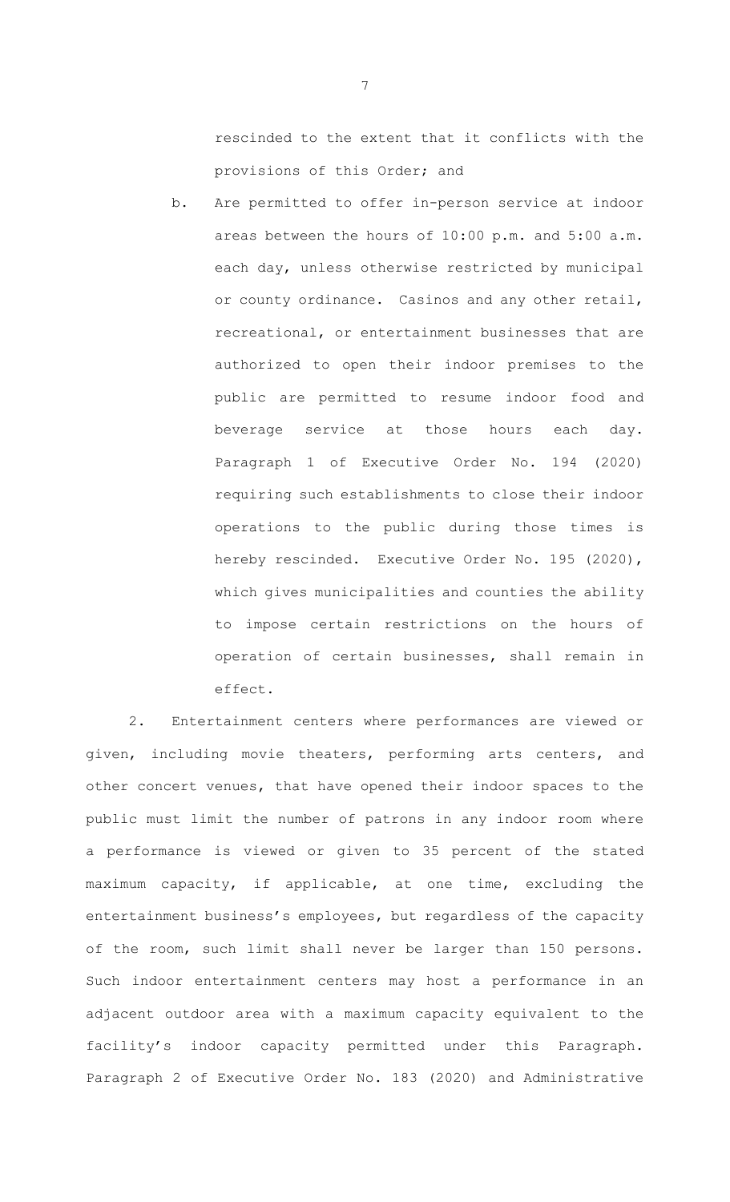rescinded to the extent that it conflicts with the provisions of this Order; and

b. Are permitted to offer in-person service at indoor areas between the hours of 10:00 p.m. and 5:00 a.m. each day, unless otherwise restricted by municipal or county ordinance. Casinos and any other retail, recreational, or entertainment businesses that are authorized to open their indoor premises to the public are permitted to resume indoor food and beverage service at those hours each day. Paragraph 1 of Executive Order No. 194 (2020) requiring such establishments to close their indoor operations to the public during those times is hereby rescinded. Executive Order No. 195 (2020), which gives municipalities and counties the ability to impose certain restrictions on the hours of operation of certain businesses, shall remain in effect.

2. Entertainment centers where performances are viewed or given, including movie theaters, performing arts centers, and other concert venues, that have opened their indoor spaces to the public must limit the number of patrons in any indoor room where a performance is viewed or given to 35 percent of the stated maximum capacity, if applicable, at one time, excluding the entertainment business's employees, but regardless of the capacity of the room, such limit shall never be larger than 150 persons. Such indoor entertainment centers may host a performance in an adjacent outdoor area with a maximum capacity equivalent to the facility's indoor capacity permitted under this Paragraph. Paragraph 2 of Executive Order No. 183 (2020) and Administrative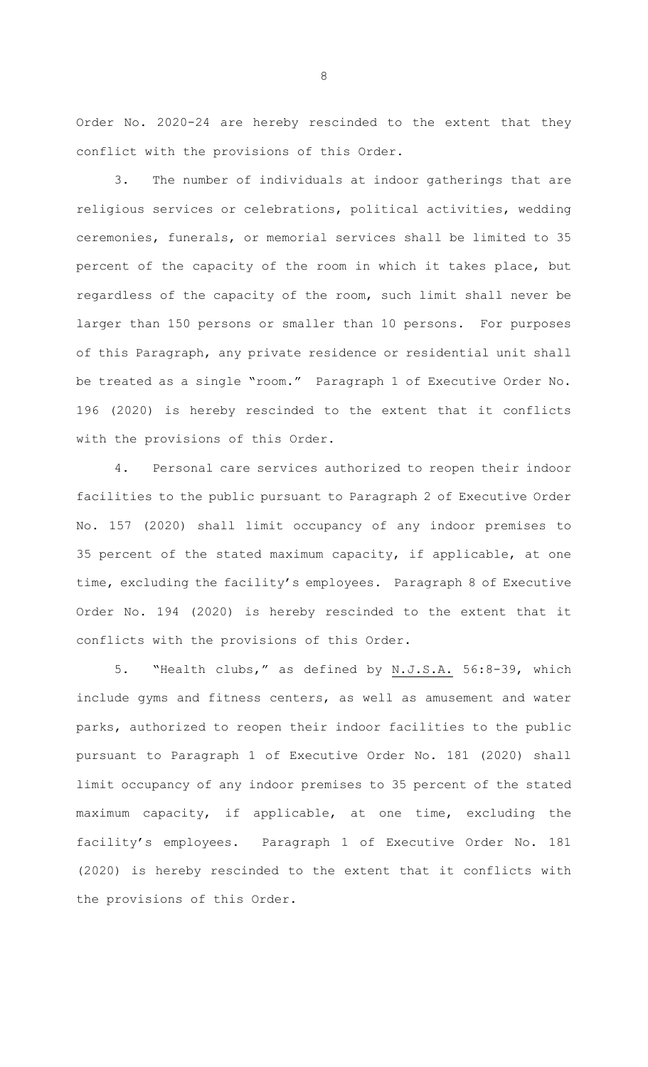Order No. 2020-24 are hereby rescinded to the extent that they conflict with the provisions of this Order.

3. The number of individuals at indoor gatherings that are religious services or celebrations, political activities, wedding ceremonies, funerals, or memorial services shall be limited to 35 percent of the capacity of the room in which it takes place, but regardless of the capacity of the room, such limit shall never be larger than 150 persons or smaller than 10 persons. For purposes of this Paragraph, any private residence or residential unit shall be treated as a single "room." Paragraph 1 of Executive Order No. 196 (2020) is hereby rescinded to the extent that it conflicts with the provisions of this Order.

4. Personal care services authorized to reopen their indoor facilities to the public pursuant to Paragraph 2 of Executive Order No. 157 (2020) shall limit occupancy of any indoor premises to 35 percent of the stated maximum capacity, if applicable, at one time, excluding the facility's employees. Paragraph 8 of Executive Order No. 194 (2020) is hereby rescinded to the extent that it conflicts with the provisions of this Order.

5. "Health clubs," as defined by N.J.S.A. 56:8-39, which include gyms and fitness centers, as well as amusement and water parks, authorized to reopen their indoor facilities to the public pursuant to Paragraph 1 of Executive Order No. 181 (2020) shall limit occupancy of any indoor premises to 35 percent of the stated maximum capacity, if applicable, at one time, excluding the facility's employees. Paragraph 1 of Executive Order No. 181 (2020) is hereby rescinded to the extent that it conflicts with the provisions of this Order.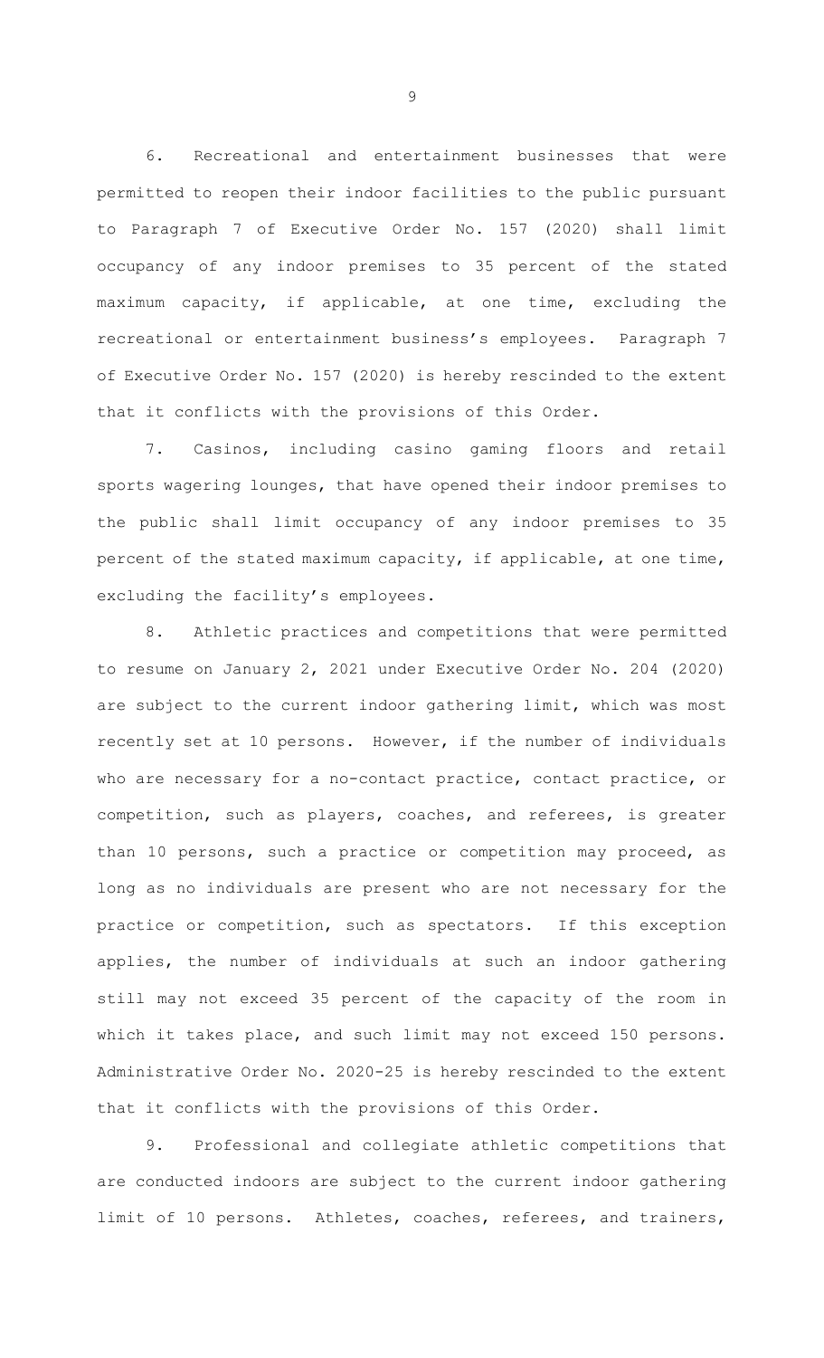6. Recreational and entertainment businesses that were permitted to reopen their indoor facilities to the public pursuant to Paragraph 7 of Executive Order No. 157 (2020) shall limit occupancy of any indoor premises to 35 percent of the stated maximum capacity, if applicable, at one time, excluding the recreational or entertainment business's employees. Paragraph 7 of Executive Order No. 157 (2020) is hereby rescinded to the extent that it conflicts with the provisions of this Order.

7. Casinos, including casino gaming floors and retail sports wagering lounges, that have opened their indoor premises to the public shall limit occupancy of any indoor premises to 35 percent of the stated maximum capacity, if applicable, at one time, excluding the facility's employees.

8. Athletic practices and competitions that were permitted to resume on January 2, 2021 under Executive Order No. 204 (2020) are subject to the current indoor gathering limit, which was most recently set at 10 persons. However, if the number of individuals who are necessary for a no-contact practice, contact practice, or competition, such as players, coaches, and referees, is greater than 10 persons, such a practice or competition may proceed, as long as no individuals are present who are not necessary for the practice or competition, such as spectators. If this exception applies, the number of individuals at such an indoor gathering still may not exceed 35 percent of the capacity of the room in which it takes place, and such limit may not exceed 150 persons. Administrative Order No. 2020-25 is hereby rescinded to the extent that it conflicts with the provisions of this Order.

9. Professional and collegiate athletic competitions that are conducted indoors are subject to the current indoor gathering limit of 10 persons. Athletes, coaches, referees, and trainers,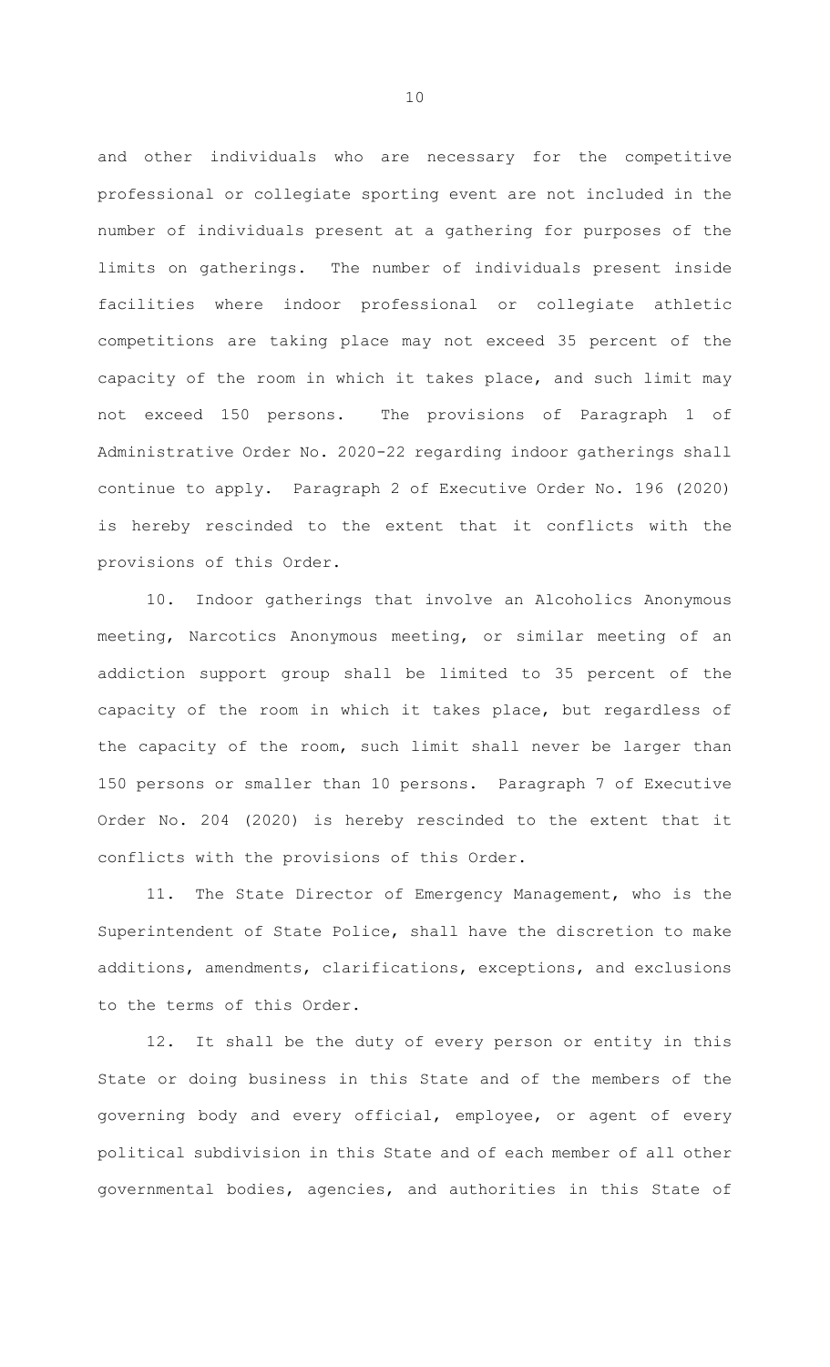and other individuals who are necessary for the competitive professional or collegiate sporting event are not included in the number of individuals present at a gathering for purposes of the limits on gatherings. The number of individuals present inside facilities where indoor professional or collegiate athletic competitions are taking place may not exceed 35 percent of the capacity of the room in which it takes place, and such limit may not exceed 150 persons. The provisions of Paragraph 1 of Administrative Order No. 2020-22 regarding indoor gatherings shall continue to apply. Paragraph 2 of Executive Order No. 196 (2020) is hereby rescinded to the extent that it conflicts with the provisions of this Order.

10. Indoor gatherings that involve an Alcoholics Anonymous meeting, Narcotics Anonymous meeting, or similar meeting of an addiction support group shall be limited to 35 percent of the capacity of the room in which it takes place, but regardless of the capacity of the room, such limit shall never be larger than 150 persons or smaller than 10 persons. Paragraph 7 of Executive Order No. 204 (2020) is hereby rescinded to the extent that it conflicts with the provisions of this Order.

11. The State Director of Emergency Management, who is the Superintendent of State Police, shall have the discretion to make additions, amendments, clarifications, exceptions, and exclusions to the terms of this Order.

12. It shall be the duty of every person or entity in this State or doing business in this State and of the members of the governing body and every official, employee, or agent of every political subdivision in this State and of each member of all other governmental bodies, agencies, and authorities in this State of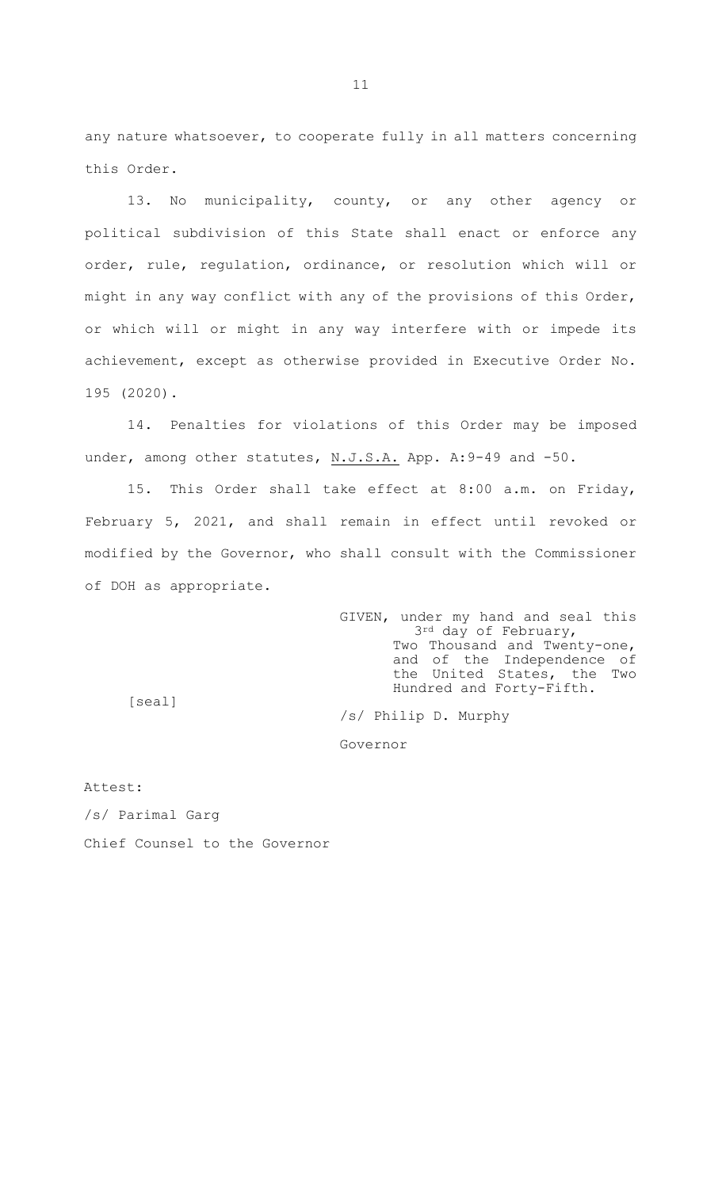any nature whatsoever, to cooperate fully in all matters concerning this Order.

13. No municipality, county, or any other agency or political subdivision of this State shall enact or enforce any order, rule, regulation, ordinance, or resolution which will or might in any way conflict with any of the provisions of this Order, or which will or might in any way interfere with or impede its achievement, except as otherwise provided in Executive Order No. 195 (2020).

14. Penalties for violations of this Order may be imposed under, among other statutes, N.J.S.A. App. A:9-49 and -50.

15. This Order shall take effect at 8:00 a.m. on Friday, February 5, 2021, and shall remain in effect until revoked or modified by the Governor, who shall consult with the Commissioner of DOH as appropriate.

GIVEN, under my hand and seal this 3rd day of February, Two Thousand and Twenty-one, and of the Independence of the United States, the Two Hundred and Forty-Fifth.

[seal]

/s/ Philip D. Murphy

Governor

Attest:

/s/ Parimal Garg

Chief Counsel to the Governor